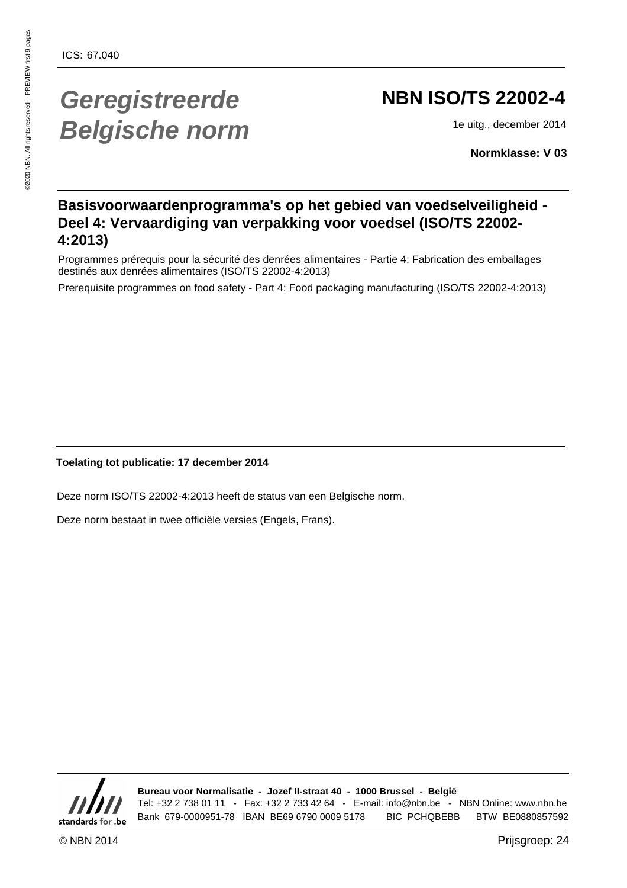ICS: 67.040

# Geregistreerde Belgische norm

## NBN ISO/TS 22002-4

1e uitg., december 2014

**Normklasse: V 03**

## Basisvoorwaardenprogramma's op het gebied van voedselveiligheid - Deel 4: Vervaardiging van verpakking voor voedsel (ISO/TS 22002-4:2013)

Programmes prérequis pour la sécurité des denrées alimentaires - Partie 4: Fabrication des emballages destinés aux denrées alimentaires (ISO/TS 22002-4:2013)

Prerequisite programmes on food safety - Part 4: Food packaging manufacturing (ISO/TS 22002-4:2013)

**Toelating tot publicatie: 17 december 2014**

Deze norm ISO/TS 22002-4:2013 heeft de status van een Belgische norm.

Deze norm bestaat in twee officiële versies (Engels, Frans).

**Bureau voor Normalisatie - Jozef II-straat 40 - 1000 Brussel - België**

Tel: +32 2 738 01 11 - Fax: +32 2 733 42 64 - E-mail: info@nbn.be - NBN Online: www.nbn.be

Bank 679-0000951-78 IBAN BE69 6790 0009 5178 BIC PCHQBEBB BTW BE0880857592

© NBN 2014

Prijsgroep: 24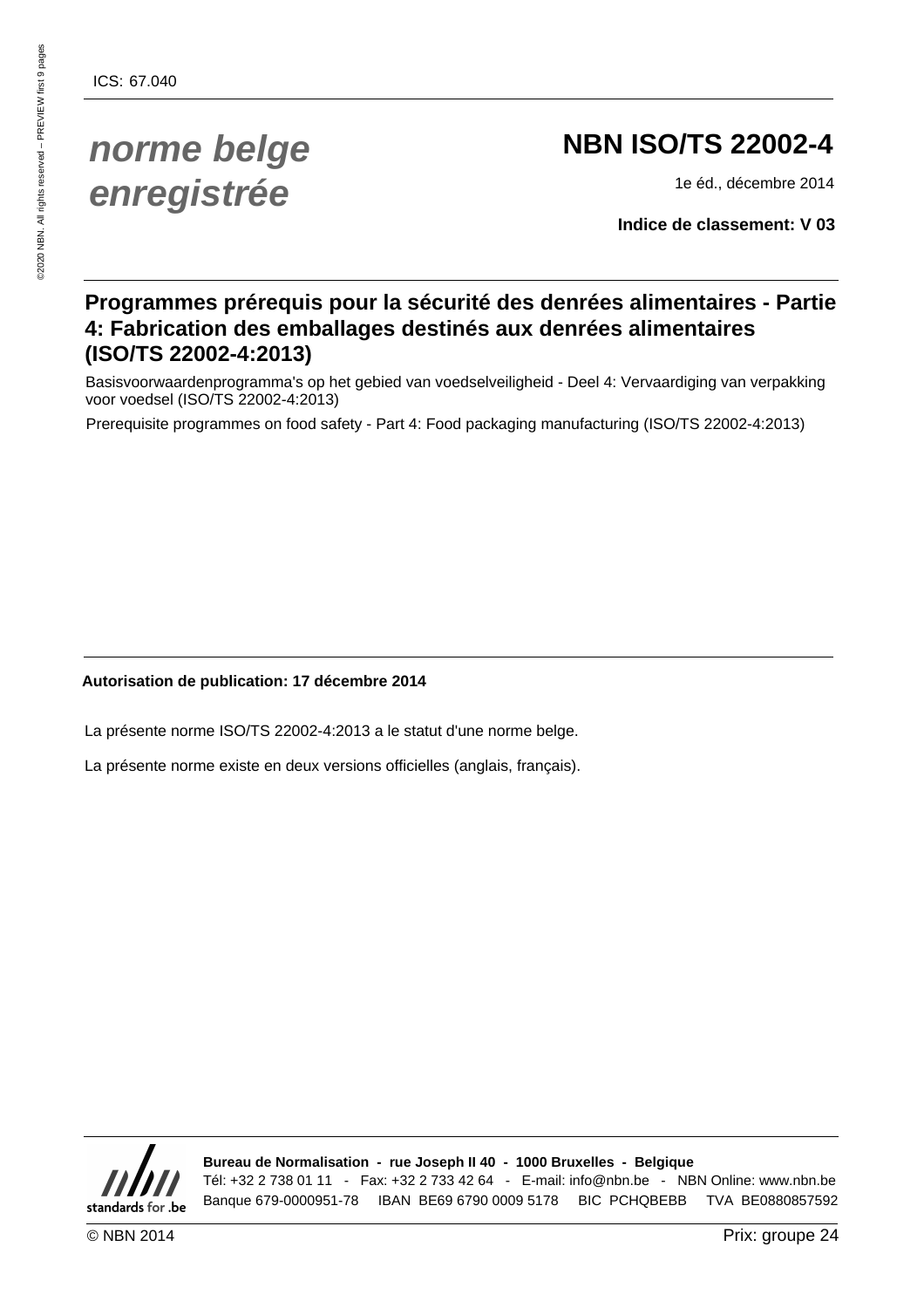ICS: 67.040

# *norme belge enregistrée*

# NBN ISO/TS 22002-4

1e éd., décembre 2014

**Indice de classement: V 03**

## Programmes prérequis pour la sécurité des denrées alimentaires - Partie 4: Fabrication des emballages destinés aux denrées alimentaires (ISO/TS 22002-4:2013)

Basisvoorwaardenprogramma's op het gebied van voedselveiligheid - Deel 4: Vervaardiging van verpakking voor voedsel (ISO/TS 22002-4:2013)

Prerequisite programmes on food safety - Part 4: Food packaging manufacturing (ISO/TS 22002-4:2013)

**Autorisation de publication: 17 décembre 2014**

La présente norme ISO/TS 22002-4:2013 a le statut d'une norme belge.

La présente norme existe en deux versions officielles (anglais, français).

**Bureau de Normalisation - rue Joseph II 40 - 1000 Bruxelles - Belgique**
Tél: +32 2 738 01 11 - Fax: +32 2 733 42 64 - E-mail: info@nbn.be - NBN Online: www.nbn.be
Banque 679-0000951-78 IBAN BE69 6790 0009 5178 BIC PCHQBEBB TVA BE0880857592

© NBN 2014

Prix: groupe 24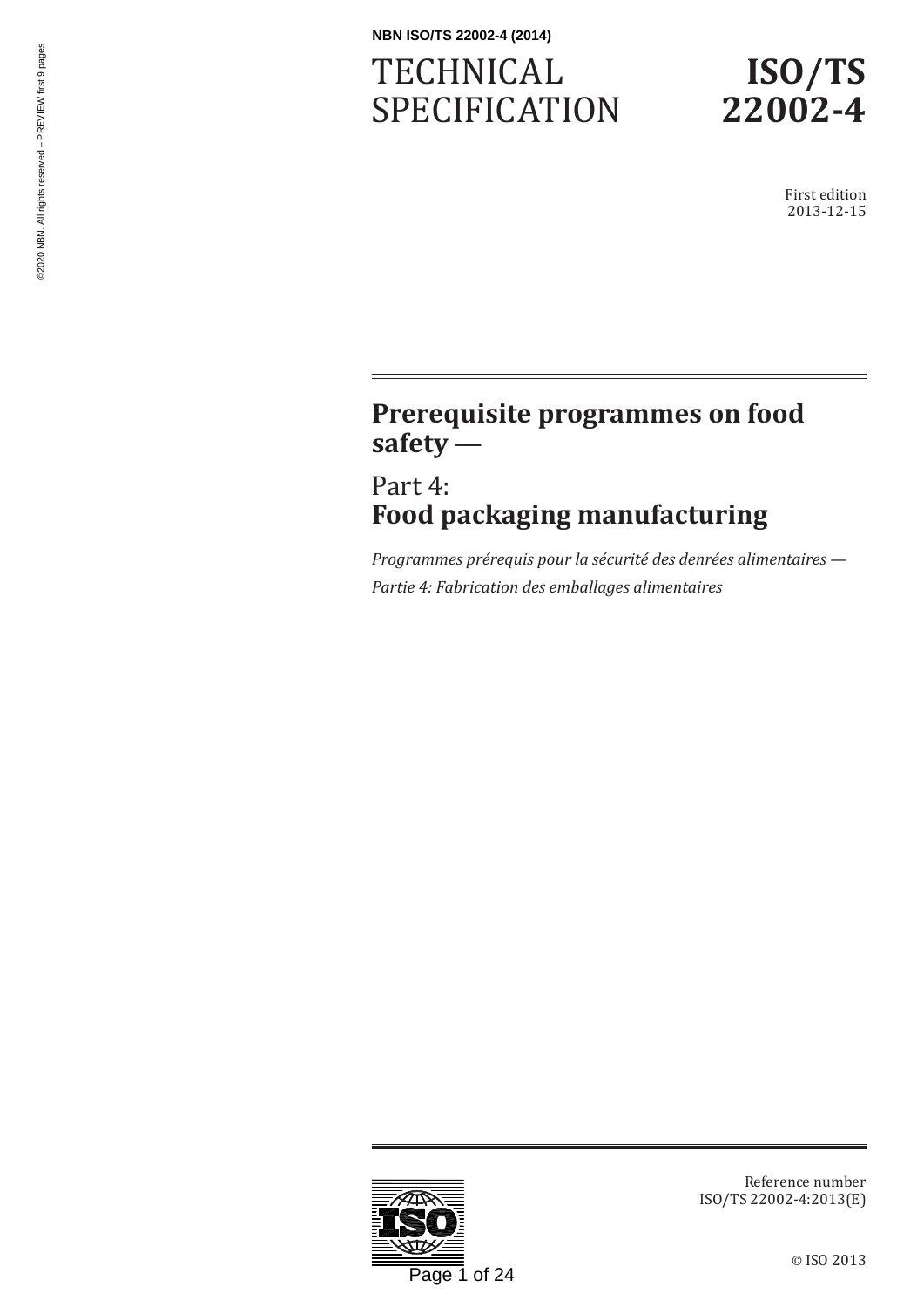NBN ISO/TS 22002-4 (2014)

# TECHNICAL SPECIFICATION

# ISO/TS 22002-4

First edition
2013-12-15

## Prerequisite programmes on food safety —

## Part 4: Food packaging manufacturing

*Programmes prérequis pour la sécurité des denrées alimentaires —*

*Partie 4: Fabrication des emballages alimentaires*

Reference number
ISO/TS 22002-4:2013(E)

© ISO 2013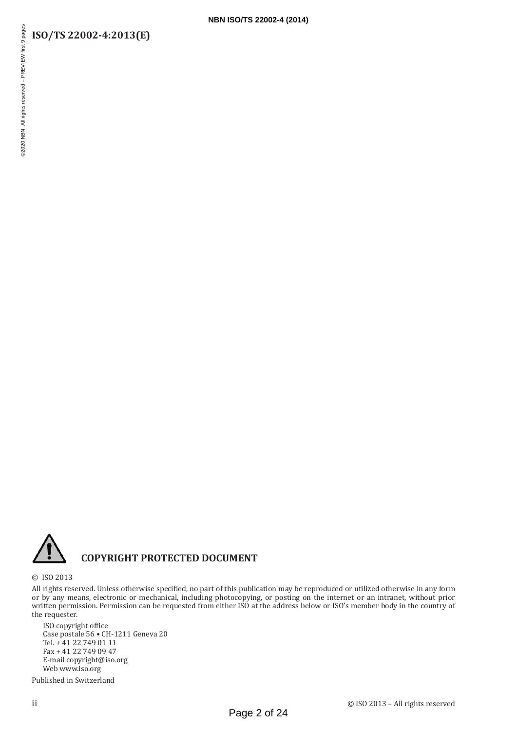## COPYRIGHT PROTECTED DOCUMENT

© ISO 2013

All rights reserved. Unless otherwise specified, no part of this publication may be reproduced or utilized otherwise in any form or by any means, electronic or mechanical, including photocopying, or posting on the internet or an intranet, without prior written permission. Permission can be requested from either ISO at the address below or ISO's member body in the country of the requester.

ISO copyright office
Case postale 56 • CH-1211 Geneva 20
Tel. + 41 22 749 01 11
Fax + 41 22 749 09 47
E-mail copyright@iso.org
Web www.iso.org

Published in Switzerland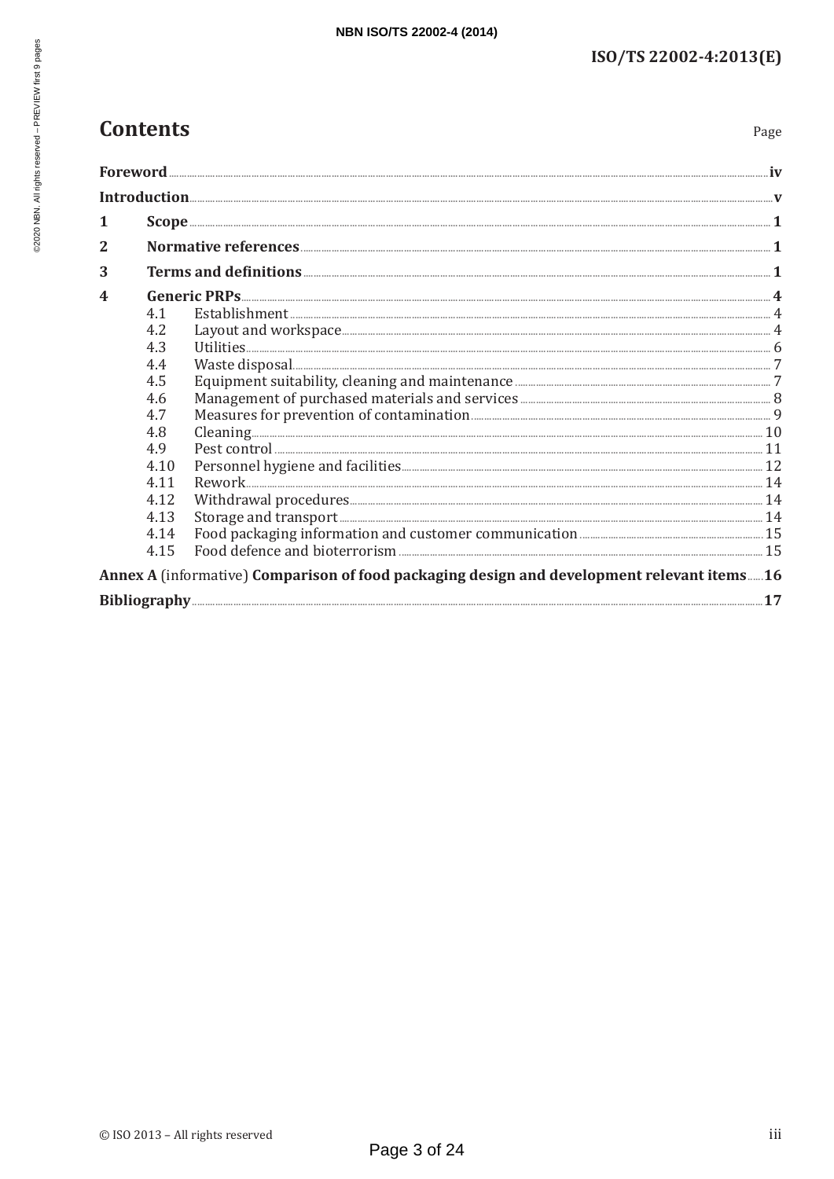# Contents

| | | Page |
|---|---|---|
| **Foreword** | | **iv** |
| **Introduction** | | **v** |
| **1** | **Scope** | **1** |
| **2** | **Normative references** | **1** |
| **3** | **Terms and definitions** | **1** |
| **4** | **Generic PRPs** | **4** |
| 4.1 | Establishment | 4 |
| 4.2 | Layout and workspace | 4 |
| 4.3 | Utilities | 6 |
| 4.4 | Waste disposal | 7 |
| 4.5 | Equipment suitability, cleaning and maintenance | 7 |
| 4.6 | Management of purchased materials and services | 8 |
| 4.7 | Measures for prevention of contamination | 9 |
| 4.8 | Cleaning | 10 |
| 4.9 | Pest control | 11 |
| 4.10 | Personnel hygiene and facilities | 12 |
| 4.11 | Rework | 14 |
| 4.12 | Withdrawal procedures | 14 |
| 4.13 | Storage and transport | 14 |
| 4.14 | Food packaging information and customer communication | 15 |
| 4.15 | Food defence and bioterrorism | 15 |
| **Annex A** (informative) **Comparison of food packaging design and development relevant items** | | **16** |
| **Bibliography** | | **17** |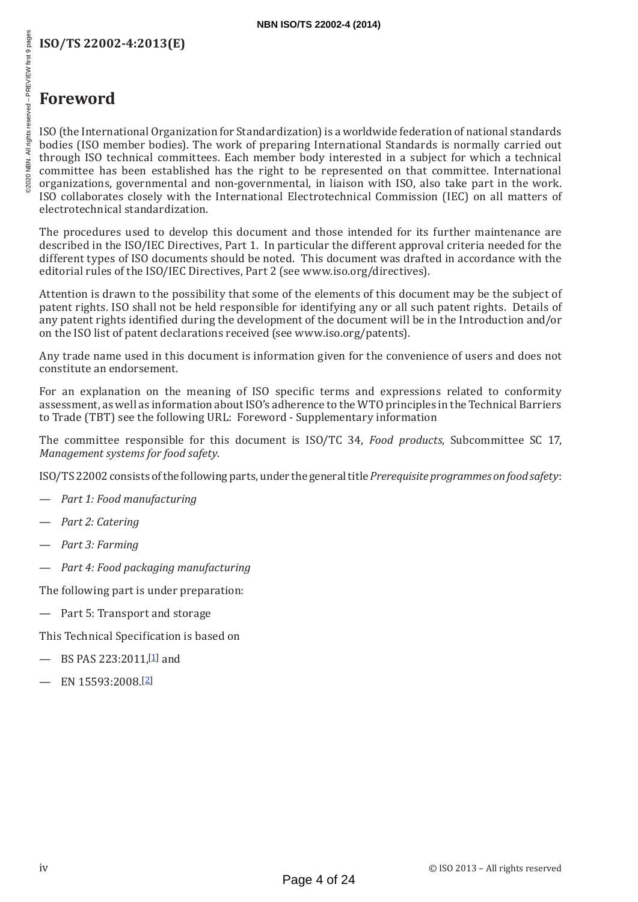# Foreword

ISO (the International Organization for Standardization) is a worldwide federation of national standards bodies (ISO member bodies). The work of preparing International Standards is normally carried out through ISO technical committees. Each member body interested in a subject for which a technical committee has been established has the right to be represented on that committee. International organizations, governmental and non-governmental, in liaison with ISO, also take part in the work. ISO collaborates closely with the International Electrotechnical Commission (IEC) on all matters of electrotechnical standardization.

The procedures used to develop this document and those intended for its further maintenance are described in the ISO/IEC Directives, Part 1. In particular the different approval criteria needed for the different types of ISO documents should be noted. This document was drafted in accordance with the editorial rules of the ISO/IEC Directives, Part 2 (see www.iso.org/directives).

Attention is drawn to the possibility that some of the elements of this document may be the subject of patent rights. ISO shall not be held responsible for identifying any or all such patent rights. Details of any patent rights identified during the development of the document will be in the Introduction and/or on the ISO list of patent declarations received (see www.iso.org/patents).

Any trade name used in this document is information given for the convenience of users and does not constitute an endorsement.

For an explanation on the meaning of ISO specific terms and expressions related to conformity assessment, as well as information about ISO's adherence to the WTO principles in the Technical Barriers to Trade (TBT) see the following URL: Foreword - Supplementary information

The committee responsible for this document is ISO/TC 34, *Food products*, Subcommittee SC 17, *Management systems for food safety*.

ISO/TS 22002 consists of the following parts, under the general title *Prerequisite programmes on food safety*:

— *Part 1: Food manufacturing*

— *Part 2: Catering*

— *Part 3: Farming*

— *Part 4: Food packaging manufacturing*

The following part is under preparation:

— Part 5: Transport and storage

This Technical Specification is based on

— BS PAS 223:2011,[1] and

— EN 15593:2008.[2]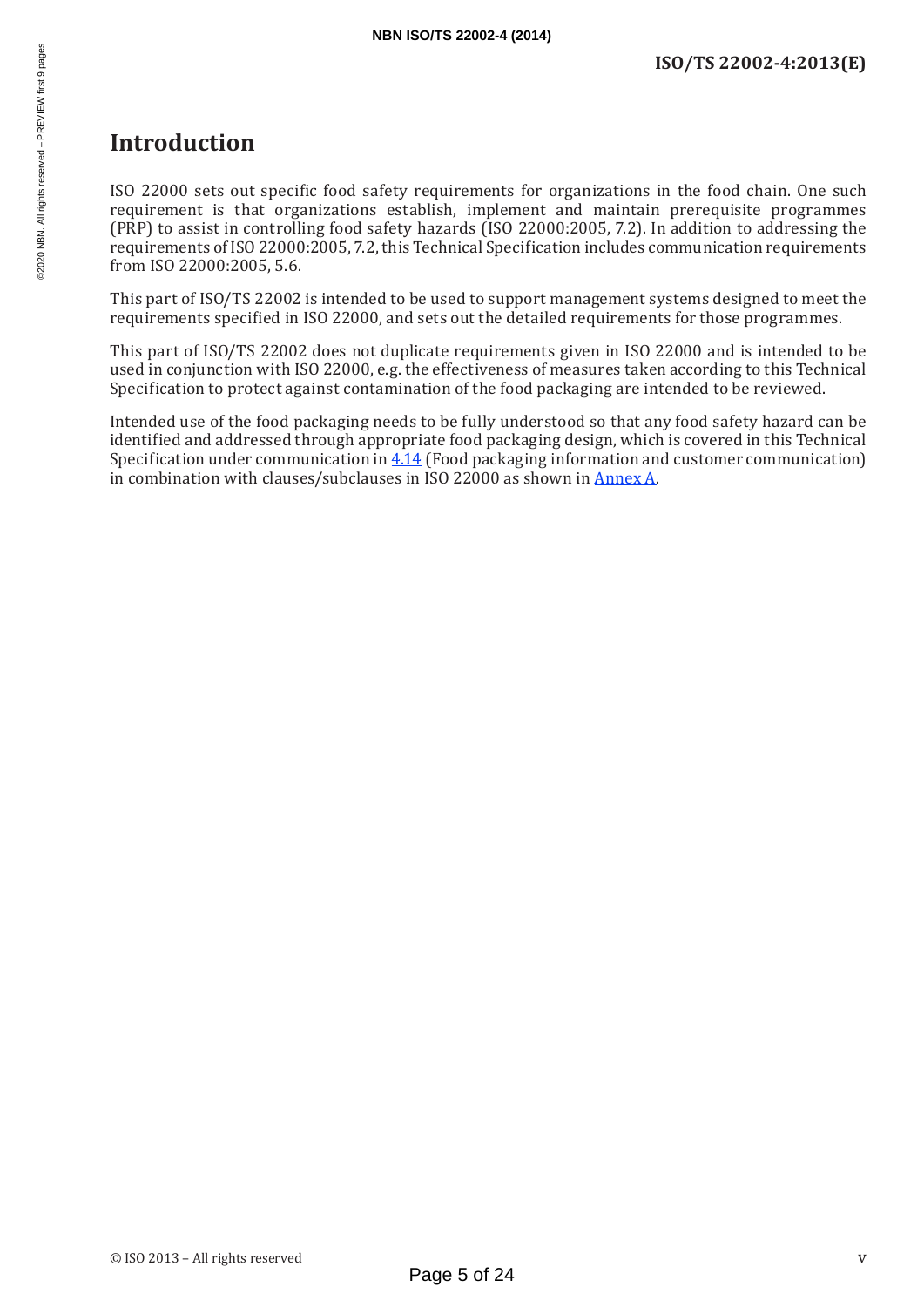# Introduction

ISO 22000 sets out specific food safety requirements for organizations in the food chain. One such requirement is that organizations establish, implement and maintain prerequisite programmes (PRP) to assist in controlling food safety hazards (ISO 22000:2005, 7.2). In addition to addressing the requirements of ISO 22000:2005, 7.2, this Technical Specification includes communication requirements from ISO 22000:2005, 5.6.

This part of ISO/TS 22002 is intended to be used to support management systems designed to meet the requirements specified in ISO 22000, and sets out the detailed requirements for those programmes.

This part of ISO/TS 22002 does not duplicate requirements given in ISO 22000 and is intended to be used in conjunction with ISO 22000, e.g. the effectiveness of measures taken according to this Technical Specification to protect against contamination of the food packaging are intended to be reviewed.

Intended use of the food packaging needs to be fully understood so that any food safety hazard can be identified and addressed through appropriate food packaging design, which is covered in this Technical Specification under communication in 4.14 (Food packaging information and customer communication) in combination with clauses/subclauses in ISO 22000 as shown in Annex A.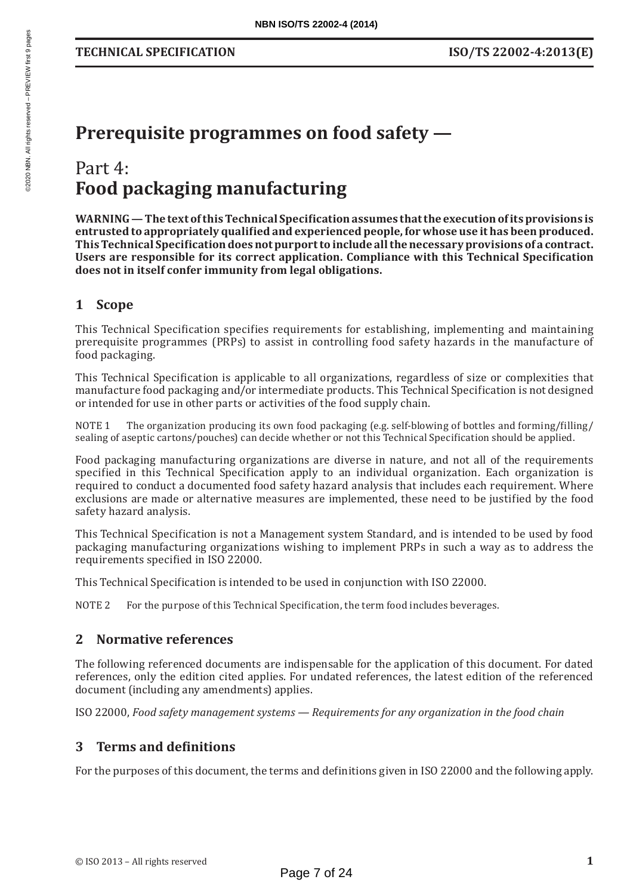# Prerequisite programmes on food safety —

## Part 4:
## Food packaging manufacturing

**WARNING — The text of this Technical Specification assumes that the execution of its provisions is entrusted to appropriately qualified and experienced people, for whose use it has been produced. This Technical Specification does not purport to include all the necessary provisions of a contract. Users are responsible for its correct application. Compliance with this Technical Specification does not in itself confer immunity from legal obligations.**

## 1 Scope

This Technical Specification specifies requirements for establishing, implementing and maintaining prerequisite programmes (PRPs) to assist in controlling food safety hazards in the manufacture of food packaging.

This Technical Specification is applicable to all organizations, regardless of size or complexities that manufacture food packaging and/or intermediate products. This Technical Specification is not designed or intended for use in other parts or activities of the food supply chain.

NOTE 1 The organization producing its own food packaging (e.g. self-blowing of bottles and forming/filling/sealing of aseptic cartons/pouches) can decide whether or not this Technical Specification should be applied.

Food packaging manufacturing organizations are diverse in nature, and not all of the requirements specified in this Technical Specification apply to an individual organization. Each organization is required to conduct a documented food safety hazard analysis that includes each requirement. Where exclusions are made or alternative measures are implemented, these need to be justified by the food safety hazard analysis.

This Technical Specification is not a Management system Standard, and is intended to be used by food packaging manufacturing organizations wishing to implement PRPs in such a way as to address the requirements specified in ISO 22000.

This Technical Specification is intended to be used in conjunction with ISO 22000.

NOTE 2 For the purpose of this Technical Specification, the term food includes beverages.

## 2 Normative references

The following referenced documents are indispensable for the application of this document. For dated references, only the edition cited applies. For undated references, the latest edition of the referenced document (including any amendments) applies.

ISO 22000, *Food safety management systems — Requirements for any organization in the food chain*

## 3 Terms and definitions

For the purposes of this document, the terms and definitions given in ISO 22000 and the following apply.